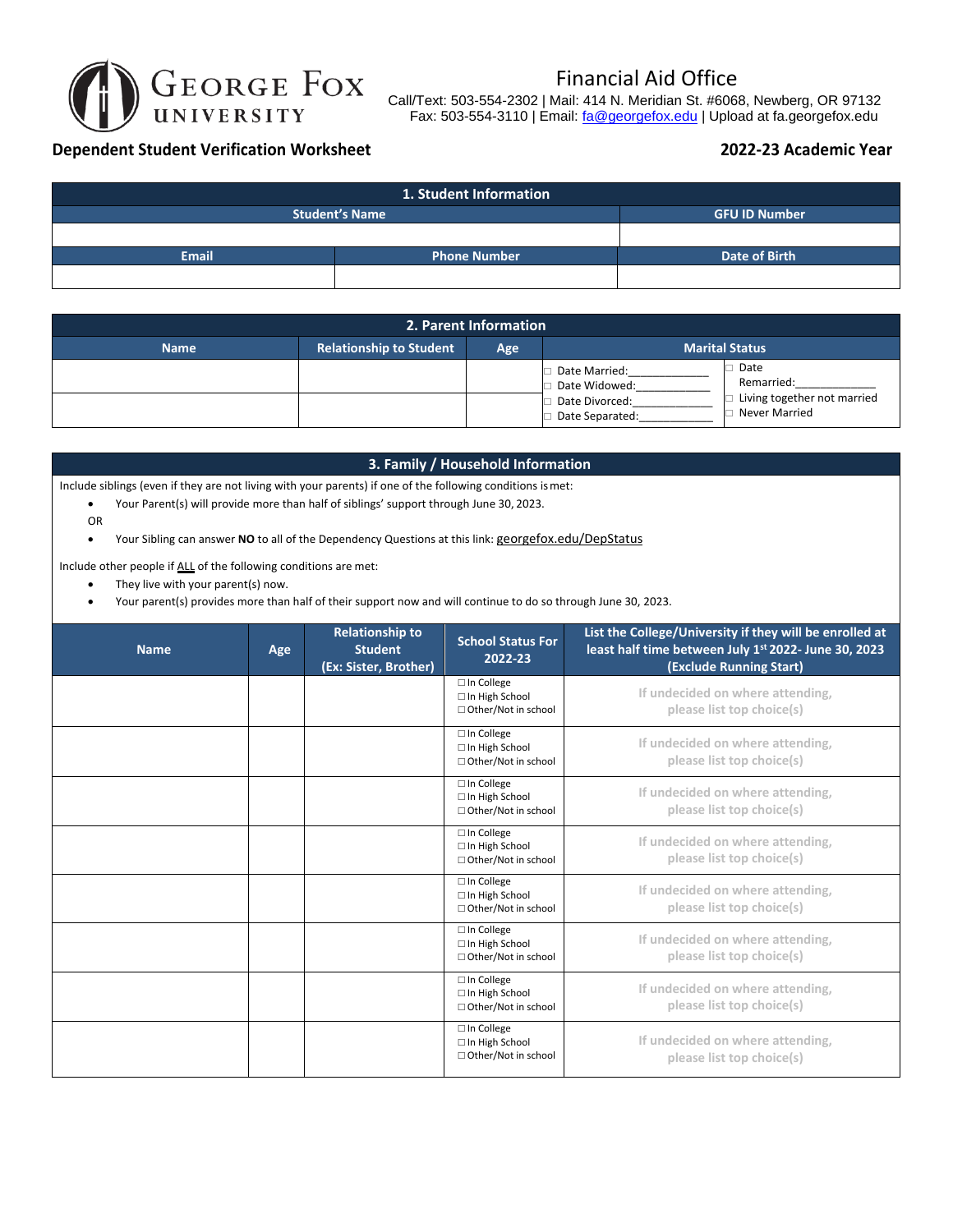GEORGE FOX UNIVERSITY

# Financial Aid Office

Call/Text: 503-554-2302 | Mail: 414 N. Meridian St. #6068, Newberg, OR 97132
Fax: 503-554-3110 | Email: fa@georgefox.edu | Upload at fa.georgefox.edu

## Dependent Student Verification Worksheet

## 2022-23 Academic Year

### 1. Student Information

| Student's Name | | GFU ID Number |
|---|---|---|
| | | |
| **Email** | **Phone Number** | **Date of Birth** |
| | | |

### 2. Parent Information

| Name | Relationship to Student | Age | Marital Status | |
|---|---|---|---|---|
| | | | ☐ Date Married:____________ ☐ Date Widowed:____________ ☐ Date Divorced:____________ ☐ Date Separated:____________ | ☐ Date Remarried:____________ ☐ Living together not married ☐ Never Married |
| | | | | |

### 3. Family / Household Information

Include siblings (even if they are not living with your parents) if one of the following conditions is met:

- Your Parent(s) will provide more than half of siblings' support through June 30, 2023.

OR

- Your Sibling can answer **NO** to all of the Dependency Questions at this link: georgefox.edu/DepStatus

Include other people if ALL of the following conditions are met:

- They live with your parent(s) now.
- Your parent(s) provides more than half of their support now and will continue to do so through June 30, 2023.

| Name | Age | Relationship to Student (Ex: Sister, Brother) | School Status For 2022-23 | List the College/University if they will be enrolled at least half time between July 1st 2022- June 30, 2023 (Exclude Running Start) |
|---|---|---|---|---|
| | | | ☐ In College ☐ In High School ☐ Other/Not in school | If undecided on where attending, please list top choice(s) |
| | | | ☐ In College ☐ In High School ☐ Other/Not in school | If undecided on where attending, please list top choice(s) |
| | | | ☐ In College ☐ In High School ☐ Other/Not in school | If undecided on where attending, please list top choice(s) |
| | | | ☐ In College ☐ In High School ☐ Other/Not in school | If undecided on where attending, please list top choice(s) |
| | | | ☐ In College ☐ In High School ☐ Other/Not in school | If undecided on where attending, please list top choice(s) |
| | | | ☐ In College ☐ In High School ☐ Other/Not in school | If undecided on where attending, please list top choice(s) |
| | | | ☐ In College ☐ In High School ☐ Other/Not in school | If undecided on where attending, please list top choice(s) |
| | | | ☐ In College ☐ In High School ☐ Other/Not in school | If undecided on where attending, please list top choice(s) |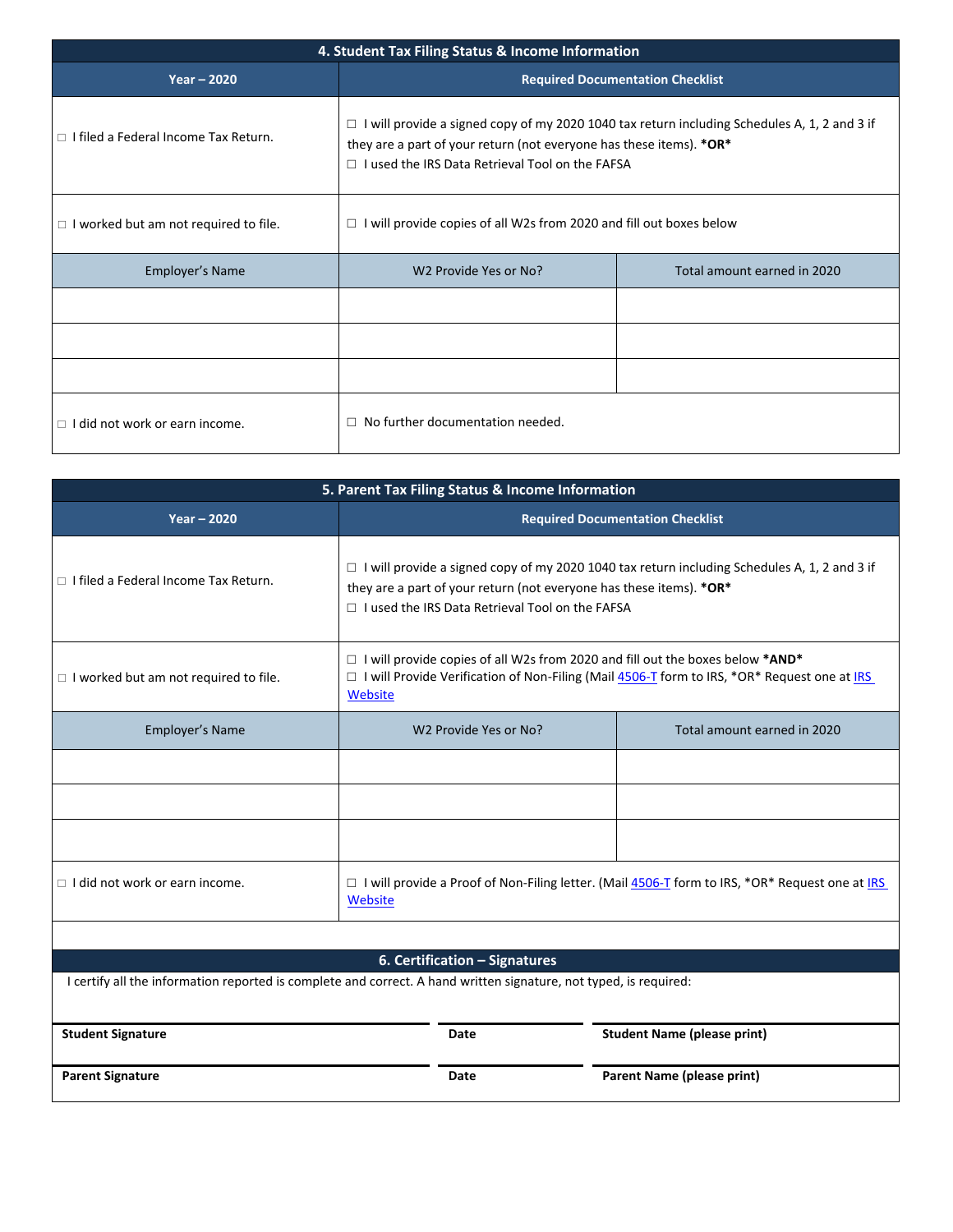| 4. Student Tax Filing Status & Income Information | | |
|---|---|---|
| **Year – 2020** | **Required Documentation Checklist** | |
| ☐ I filed a Federal Income Tax Return. | ☐ I will provide a signed copy of my 2020 1040 tax return including Schedules A, 1, 2 and 3 if they are a part of your return (not everyone has these items). **\*OR\***<br>☐ I used the IRS Data Retrieval Tool on the FAFSA | |
| ☐ I worked but am not required to file. | ☐ I will provide copies of all W2s from 2020 and fill out boxes below | |
| Employer's Name | W2 Provide Yes or No? | Total amount earned in 2020 |
| | | |
| | | |
| | | |
| ☐ I did not work or earn income. | ☐ No further documentation needed. | |

| 5. Parent Tax Filing Status & Income Information | | |
|---|---|---|
| **Year – 2020** | **Required Documentation Checklist** | |
| ☐ I filed a Federal Income Tax Return. | ☐ I will provide a signed copy of my 2020 1040 tax return including Schedules A, 1, 2 and 3 if they are a part of your return (not everyone has these items). **\*OR\***<br>☐ I used the IRS Data Retrieval Tool on the FAFSA | |
| ☐ I worked but am not required to file. | ☐ I will provide copies of all W2s from 2020 and fill out the boxes below **\*AND\***<br>☐ I will Provide Verification of Non-Filing (Mail 4506-T form to IRS, \*OR\* Request one at IRS Website | |
| Employer's Name | W2 Provide Yes or No? | Total amount earned in 2020 |
| | | |
| | | |
| | | |
| ☐ I did not work or earn income. | ☐ I will provide a Proof of Non-Filing letter. (Mail 4506-T form to IRS, \*OR\* Request one at IRS Website | |

## 6. Certification – Signatures

I certify all the information reported is complete and correct. A hand written signature, not typed, is required:

| | | |
|---|---|---|
| **Student Signature** | **Date** | **Student Name (please print)** |
| **Parent Signature** | **Date** | **Parent Name (please print)** |